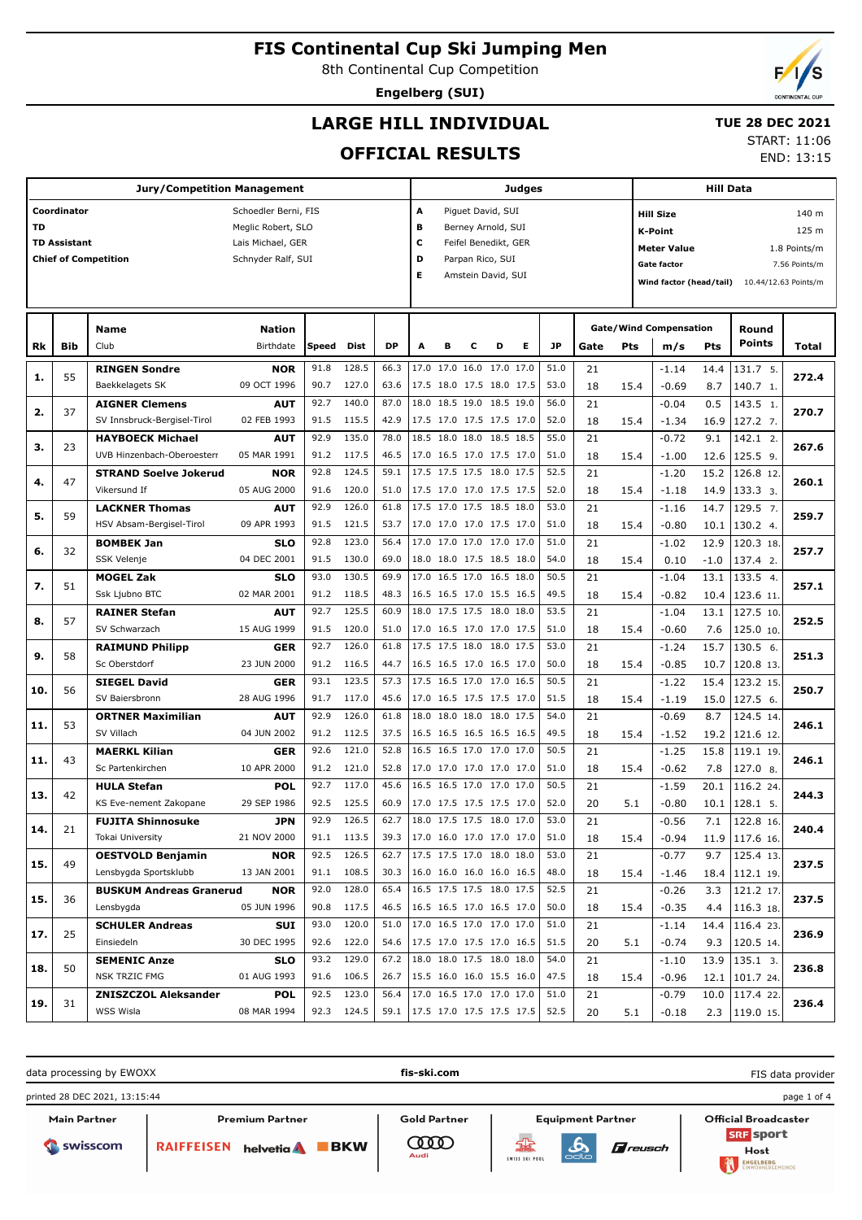# FIS Continental Cup Ski Jumping Men

8th Continental Cup Competition

**Engelberg (SUI)**

## LARGE HILL INDIVIDUAL

## OFFICIAL RESULTS

**TUE 28 DEC 2021**

START: 11:06

END: 13:15

| Jury/Competition Management | |
|---|---|
| Coordinator | Schoedler Berni, FIS |
| TD | Meglic Robert, SLO |
| TD Assistant | Lais Michael, GER |
| Chief of Competition | Schnyder Ralf, SUI |

| Judges | |
|---|---|
| A | Piguet David, SUI |
| B | Berney Arnold, SUI |
| C | Feifel Benedikt, GER |
| D | Parpan Rico, SUI |
| E | Amstein David, SUI |

| Hill Data | |
|---|---|
| Hill Size | 140 m |
| K-Point | 125 m |
| Meter Value | 1.8 Points/m |
| Gate factor | 7.56 Points/m |
| Wind factor (head/tail) | 10.44/12.63 Points/m |

| Rk | Bib | Name / Club | Nation / Birthdate | Speed | Dist | DP | A | B | C | D | E | JP | Gate | Pts | m/s | Pts | Round Points | Total |
|---|---|---|---|---|---|---|---|---|---|---|---|---|---|---|---|---|---|---|
| 1. | 55 | **RINGEN Sondre** | **NOR** | 91.8 | 128.5 | 66.3 | 17.0 | 17.0 | 16.0 | 17.0 | 17.0 | 51.0 | 21 | | -1.14 | 14.4 | 131.7 5. | 272.4 |
| | | Baekkelagets SK | 09 OCT 1996 | 90.7 | 127.0 | 63.6 | 17.5 | 18.0 | 17.5 | 18.0 | 17.5 | 53.0 | 18 | 15.4 | -0.69 | 8.7 | 140.7 1. | |
| 2. | 37 | **AIGNER Clemens** | **AUT** | 92.7 | 140.0 | 87.0 | 18.0 | 18.5 | 19.0 | 18.5 | 19.0 | 56.0 | 21 | | -0.04 | 0.5 | 143.5 1. | 270.7 |
| | | SV Innsbruck-Bergisel-Tirol | 02 FEB 1993 | 91.5 | 115.5 | 42.9 | 17.5 | 17.0 | 17.5 | 17.5 | 17.0 | 52.0 | 18 | 15.4 | -1.34 | 16.9 | 127.2 7. | |
| 3. | 23 | **HAYBOECK Michael** | **AUT** | 92.9 | 135.0 | 78.0 | 18.5 | 18.0 | 18.0 | 18.5 | 18.5 | 55.0 | 21 | | -0.72 | 9.1 | 142.1 2. | 267.6 |
| | | UVB Hinzenbach-Oberoesterr | 05 MAR 1991 | 91.2 | 117.5 | 46.5 | 17.0 | 16.5 | 17.0 | 17.5 | 17.0 | 51.0 | 18 | 15.4 | -1.00 | 12.6 | 125.5 9. | |
| 4. | 47 | **STRAND Soelve Jokerud** | **NOR** | 92.8 | 124.5 | 59.1 | 17.5 | 17.5 | 17.5 | 18.0 | 17.5 | 52.5 | 21 | | -1.20 | 15.2 | 126.8 12. | 260.1 |
| | | Vikersund If | 05 AUG 2000 | 91.6 | 120.0 | 51.0 | 17.5 | 17.0 | 17.0 | 17.5 | 17.5 | 52.0 | 18 | 15.4 | -1.18 | 14.9 | 133.3 3. | |
| 5. | 59 | **LACKNER Thomas** | **AUT** | 92.9 | 126.0 | 61.8 | 17.5 | 17.0 | 17.5 | 18.5 | 18.0 | 53.0 | 21 | | -1.16 | 14.7 | 129.5 7. | 259.7 |
| | | HSV Absam-Bergisel-Tirol | 09 APR 1993 | 91.5 | 121.5 | 53.7 | 17.0 | 17.0 | 17.0 | 17.5 | 17.0 | 51.0 | 18 | 15.4 | -0.80 | 10.1 | 130.2 4. | |
| 6. | 32 | **BOMBEK Jan** | **SLO** | 92.8 | 123.0 | 56.4 | 17.0 | 17.0 | 17.0 | 17.0 | 17.0 | 51.0 | 21 | | -1.02 | 12.9 | 120.3 18. | 257.7 |
| | | SSK Velenje | 04 DEC 2001 | 91.5 | 130.0 | 69.0 | 18.0 | 18.0 | 17.5 | 18.5 | 18.0 | 54.0 | 18 | 15.4 | 0.10 | -1.0 | 137.4 2. | |
| 7. | 51 | **MOGEL Zak** | **SLO** | 93.0 | 130.5 | 69.9 | 17.0 | 16.5 | 17.0 | 16.5 | 18.0 | 50.5 | 21 | | -1.04 | 13.1 | 133.5 4. | 257.1 |
| | | Ssk Ljubno BTC | 02 MAR 2001 | 91.2 | 118.5 | 48.3 | 16.5 | 16.5 | 17.0 | 15.5 | 16.5 | 49.5 | 18 | 15.4 | -0.82 | 10.4 | 123.6 11. | |
| 8. | 57 | **RAINER Stefan** | **AUT** | 92.7 | 125.5 | 60.9 | 18.0 | 17.5 | 17.5 | 18.0 | 18.0 | 53.5 | 21 | | -1.04 | 13.1 | 127.5 10. | 252.5 |
| | | SV Schwarzach | 15 AUG 1999 | 91.5 | 120.0 | 51.0 | 17.0 | 16.5 | 17.0 | 17.0 | 17.5 | 51.0 | 18 | 15.4 | -0.60 | 7.6 | 125.0 10. | |
| 9. | 58 | **RAIMUND Philipp** | **GER** | 92.7 | 126.0 | 61.8 | 17.5 | 17.5 | 18.0 | 18.0 | 17.5 | 53.0 | 21 | | -1.24 | 15.7 | 130.5 6. | 251.3 |
| | | Sc Oberstdorf | 23 JUN 2000 | 91.2 | 116.5 | 44.7 | 16.5 | 16.5 | 17.0 | 16.5 | 17.0 | 50.0 | 18 | 15.4 | -0.85 | 10.7 | 120.8 13. | |
| 10. | 56 | **SIEGEL David** | **GER** | 93.1 | 123.5 | 57.3 | 17.5 | 16.5 | 17.0 | 17.0 | 16.5 | 50.5 | 21 | | -1.22 | 15.4 | 123.2 15. | 250.7 |
| | | SV Baiersbronn | 28 AUG 1996 | 91.7 | 117.0 | 45.6 | 17.0 | 16.5 | 17.5 | 17.5 | 17.0 | 51.5 | 18 | 15.4 | -1.19 | 15.0 | 127.5 6. | |
| 11. | 53 | **ORTNER Maximilian** | **AUT** | 92.9 | 126.0 | 61.8 | 18.0 | 18.0 | 18.0 | 18.0 | 17.5 | 54.0 | 21 | | -0.69 | 8.7 | 124.5 14. | 246.1 |
| | | SV Villach | 04 JUN 2002 | 91.2 | 112.5 | 37.5 | 16.5 | 16.5 | 16.5 | 16.5 | 16.5 | 49.5 | 18 | 15.4 | -1.52 | 19.2 | 121.6 12. | |
| 11. | 43 | **MAERKL Kilian** | **GER** | 92.6 | 121.0 | 52.8 | 16.5 | 16.5 | 17.0 | 17.0 | 17.0 | 50.5 | 21 | | -1.25 | 15.8 | 119.1 19. | 246.1 |
| | | Sc Partenkirchen | 10 APR 2000 | 91.2 | 121.0 | 52.8 | 17.0 | 17.0 | 17.0 | 17.0 | 17.0 | 51.0 | 18 | 15.4 | -0.62 | 7.8 | 127.0 8. | |
| 13. | 42 | **HULA Stefan** | **POL** | 92.7 | 117.0 | 45.6 | 16.5 | 16.5 | 17.0 | 17.0 | 17.0 | 50.5 | 21 | | -1.59 | 20.1 | 116.2 24. | 244.3 |
| | | KS Eve-nement Zakopane | 29 SEP 1986 | 92.5 | 125.5 | 60.9 | 17.0 | 17.5 | 17.5 | 17.5 | 17.0 | 52.0 | 20 | 5.1 | -0.80 | 10.1 | 128.1 5. | |
| 14. | 21 | **FUJITA Shinnosuke** | **JPN** | 92.9 | 126.5 | 62.7 | 18.0 | 17.5 | 17.5 | 18.0 | 17.0 | 53.0 | 21 | | -0.56 | 7.1 | 122.8 16. | 240.4 |
| | | Tokai University | 21 NOV 2000 | 91.1 | 113.5 | 39.3 | 17.0 | 16.0 | 17.0 | 17.0 | 17.0 | 51.0 | 18 | 15.4 | -0.94 | 11.9 | 117.6 16. | |
| 15. | 49 | **OESTVOLD Benjamin** | **NOR** | 92.5 | 126.5 | 62.7 | 17.5 | 17.5 | 17.0 | 18.0 | 18.0 | 53.0 | 21 | | -0.77 | 9.7 | 125.4 13. | 237.5 |
| | | Lensbygda Sportsklubb | 13 JAN 2001 | 91.1 | 108.5 | 30.3 | 16.0 | 16.0 | 16.0 | 16.0 | 16.5 | 48.0 | 18 | 15.4 | -1.46 | 18.4 | 112.1 19. | |
| 15. | 36 | **BUSKUM Andreas Granerud** | **NOR** | 92.0 | 128.0 | 65.4 | 16.5 | 17.5 | 17.5 | 18.0 | 17.5 | 52.5 | 21 | | -0.26 | 3.3 | 121.2 17. | 237.5 |
| | | Lensbygda | 05 JUN 1996 | 90.8 | 117.5 | 46.5 | 16.5 | 16.5 | 17.0 | 16.5 | 17.0 | 50.0 | 18 | 15.4 | -0.35 | 4.4 | 116.3 18. | |
| 17. | 25 | **SCHULER Andreas** | **SUI** | 93.0 | 120.0 | 51.0 | 17.0 | 16.5 | 17.0 | 17.0 | 17.0 | 51.0 | 21 | | -1.14 | 14.4 | 116.4 23. | 236.9 |
| | | Einsiedeln | 30 DEC 1995 | 92.6 | 122.0 | 54.6 | 17.5 | 17.0 | 17.5 | 17.0 | 16.5 | 51.5 | 20 | 5.1 | -0.74 | 9.3 | 120.5 14. | |
| 18. | 50 | **SEMENIC Anze** | **SLO** | 93.2 | 129.0 | 67.2 | 18.0 | 18.0 | 17.5 | 18.0 | 18.0 | 54.0 | 21 | | -1.10 | 13.9 | 135.1 3. | 236.8 |
| | | NSK TRZIC FMG | 01 AUG 1993 | 91.6 | 106.5 | 26.7 | 15.5 | 16.0 | 16.0 | 15.5 | 16.0 | 47.5 | 18 | 15.4 | -0.96 | 12.1 | 101.7 24. | |
| 19. | 31 | **ZNISZCZOL Aleksander** | **POL** | 92.5 | 123.0 | 56.4 | 17.0 | 16.5 | 17.0 | 17.0 | 17.0 | 51.0 | 21 | | -0.79 | 10.0 | 117.4 22. | 236.4 |
| | | WSS Wisla | 08 MAR 1994 | 92.3 | 124.5 | 59.1 | 17.5 | 17.0 | 17.5 | 17.5 | 17.5 | 52.5 | 20 | 5.1 | -0.18 | 2.3 | 119.0 15. | |

data processing by EWOXX | fis-ski.com | FIS data provider

printed 28 DEC 2021, 13:15:44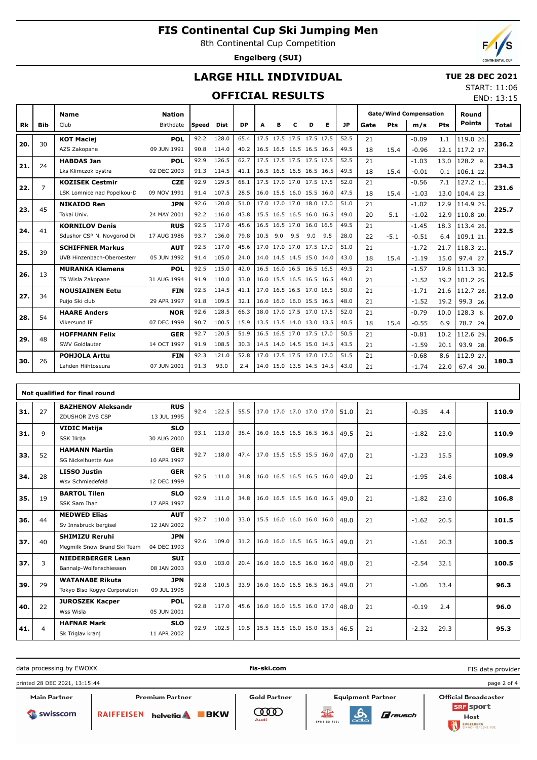# FIS Continental Cup Ski Jumping Men

8th Continental Cup Competition

**Engelberg (SUI)**

## LARGE HILL INDIVIDUAL

## OFFICIAL RESULTS

**TUE 28 DEC 2021**

START: 11:06

END: 13:15

| Rk | Bib | Name / Club | Nation / Birthdate | Speed | Dist | DP | A | B | C | D | E | JP | Gate | Pts | m/s | Pts | Round Points | Total |
|---|---|---|---|---|---|---|---|---|---|---|---|---|---|---|---|---|---|---|
| 20. | 30 | **KOT Maciej** | **POL** | 92.2 | 128.0 | 65.4 | 17.5 | 17.5 | 17.5 | 17.5 | 17.5 | 52.5 | 21 | | -0.09 | 1.1 | 119.0 20. | **236.2** |
| | | AZS Zakopane | 09 JUN 1991 | 90.8 | 114.0 | 40.2 | 16.5 | 16.5 | 16.5 | 16.5 | 16.5 | 49.5 | 18 | 15.4 | -0.96 | 12.1 | 117.2 17. | |
| 21. | 24 | **HABDAS Jan** | **POL** | 92.9 | 126.5 | 62.7 | 17.5 | 17.5 | 17.5 | 17.5 | 17.5 | 52.5 | 21 | | -1.03 | 13.0 | 128.2 9. | **234.3** |
| | | Lks Klimczok bystra | 02 DEC 2003 | 91.3 | 114.5 | 41.1 | 16.5 | 16.5 | 16.5 | 16.5 | 16.5 | 49.5 | 18 | 15.4 | -0.01 | 0.1 | 106.1 22. | |
| 22. | 7 | **KOZISEK Cestmir** | **CZE** | 92.9 | 129.5 | 68.1 | 17.5 | 17.0 | 17.0 | 17.5 | 17.5 | 52.0 | 21 | | -0.56 | 7.1 | 127.2 11. | **231.6** |
| | | LSK Lomnice nad Popelkou-D | 09 NOV 1991 | 91.4 | 107.5 | 28.5 | 16.0 | 15.5 | 16.0 | 15.5 | 16.0 | 47.5 | 18 | 15.4 | -1.03 | 13.0 | 104.4 23. | |
| 23. | 45 | **NIKAIDO Ren** | **JPN** | 92.6 | 120.0 | 51.0 | 17.0 | 17.0 | 17.0 | 18.0 | 17.0 | 51.0 | 21 | | -1.02 | 12.9 | 114.9 25. | **225.7** |
| | | Tokai Univ. | 24 MAY 2001 | 92.2 | 116.0 | 43.8 | 15.5 | 16.5 | 16.5 | 16.0 | 16.5 | 49.0 | 20 | 5.1 | -1.02 | 12.9 | 110.8 20. | |
| 24. | 41 | **KORNILOV Denis** | **RUS** | 92.5 | 117.0 | 45.6 | 16.5 | 16.5 | 17.0 | 16.0 | 16.5 | 49.5 | 21 | | -1.45 | 18.3 | 113.4 26. | **222.5** |
| | | Sdushor CSP N. Novgorod Di | 17 AUG 1986 | 93.7 | 136.0 | 79.8 | 10.5 | 9.0 | 9.5 | 9.0 | 9.5 | 28.0 | 22 | -5.1 | -0.51 | 6.4 | 109.1 21. | |
| 25. | 39 | **SCHIFFNER Markus** | **AUT** | 92.5 | 117.0 | 45.6 | 17.0 | 17.0 | 17.0 | 17.5 | 17.0 | 51.0 | 21 | | -1.72 | 21.7 | 118.3 21. | **215.7** |
| | | UVB Hinzenbach-Oberoesterr | 05 JUN 1992 | 91.4 | 105.0 | 24.0 | 14.0 | 14.5 | 14.5 | 15.0 | 14.0 | 43.0 | 18 | 15.4 | -1.19 | 15.0 | 97.4 27. | |
| 26. | 13 | **MURANKA Klemens** | **POL** | 92.5 | 115.0 | 42.0 | 16.5 | 16.0 | 16.5 | 16.5 | 16.5 | 49.5 | 21 | | -1.57 | 19.8 | 111.3 30. | **212.5** |
| | | TS Wisla Zakopane | 31 AUG 1994 | 91.9 | 110.0 | 33.0 | 16.0 | 15.5 | 16.5 | 16.5 | 16.5 | 49.0 | 21 | | -1.52 | 19.2 | 101.2 25. | |
| 27. | 34 | **NOUSIAINEN Eetu** | **FIN** | 92.5 | 114.5 | 41.1 | 17.0 | 16.5 | 16.5 | 17.0 | 16.5 | 50.0 | 21 | | -1.71 | 21.6 | 112.7 28. | **212.0** |
| | | Puijo Ski club | 29 APR 1997 | 91.8 | 109.5 | 32.1 | 16.0 | 16.0 | 16.0 | 15.5 | 16.5 | 48.0 | 21 | | -1.52 | 19.2 | 99.3 26. | |
| 28. | 54 | **HAARE Anders** | **NOR** | 92.6 | 128.5 | 66.3 | 18.0 | 17.0 | 17.5 | 17.0 | 17.5 | 52.0 | 21 | | -0.79 | 10.0 | 128.3 8. | **207.0** |
| | | Vikersund IF | 07 DEC 1999 | 90.7 | 100.5 | 15.9 | 13.5 | 13.5 | 14.0 | 13.0 | 13.5 | 40.5 | 18 | 15.4 | -0.55 | 6.9 | 78.7 29. | |
| 29. | 48 | **HOFFMANN Felix** | **GER** | 92.7 | 120.5 | 51.9 | 16.5 | 16.5 | 17.0 | 17.5 | 17.0 | 50.5 | 21 | | -0.81 | 10.2 | 112.6 29. | **206.5** |
| | | SWV Goldlauter | 14 OCT 1997 | 91.9 | 108.5 | 30.3 | 14.5 | 14.0 | 14.5 | 15.0 | 14.5 | 43.5 | 21 | | -1.59 | 20.1 | 93.9 28. | |
| 30. | 26 | **POHJOLA Arttu** | **FIN** | 92.3 | 121.0 | 52.8 | 17.0 | 17.5 | 17.5 | 17.0 | 17.0 | 51.5 | 21 | | -0.68 | 8.6 | 112.9 27. | **180.3** |
| | | Lahden Hiihtoseura | 07 JUN 2001 | 91.3 | 93.0 | 2.4 | 14.0 | 15.0 | 13.5 | 14.5 | 14.5 | 43.0 | 21 | | -1.74 | 22.0 | 67.4 30. | |

**Not qualified for final round**

| Rk | Bib | Name / Club | Nation / Birthdate | Speed | Dist | DP | A | B | C | D | E | JP | Gate | Pts | m/s | Pts | Round Points | Total |
|---|---|---|---|---|---|---|---|---|---|---|---|---|---|---|---|---|---|---|
| 31. | 27 | **BAZHENOV Aleksandr** / ZDUSHOR ZVS CSP | **RUS** / 13 JUL 1995 | 92.4 | 122.5 | 55.5 | 17.0 | 17.0 | 17.0 | 17.0 | 17.0 | 51.0 | 21 | | -0.35 | 4.4 | | **110.9** |
| 31. | 9 | **VIDIC Matija** / SSK Ilirija | **SLO** / 30 AUG 2000 | 93.1 | 113.0 | 38.4 | 16.0 | 16.5 | 16.5 | 16.5 | 16.5 | 49.5 | 21 | | -1.82 | 23.0 | | **110.9** |
| 33. | 52 | **HAMANN Martin** / SG Nickelhuette Aue | **GER** / 10 APR 1997 | 92.7 | 118.0 | 47.4 | 17.0 | 15.5 | 15.5 | 15.5 | 16.0 | 47.0 | 21 | | -1.23 | 15.5 | | **109.9** |
| 34. | 28 | **LISSO Justin** / Wsv Schmiedefeld | **GER** / 12 DEC 1999 | 92.5 | 111.0 | 34.8 | 16.0 | 16.5 | 16.5 | 16.5 | 16.0 | 49.0 | 21 | | -1.95 | 24.6 | | **108.4** |
| 35. | 19 | **BARTOL Tilen** / SSK Sam Ihan | **SLO** / 17 APR 1997 | 92.9 | 111.0 | 34.8 | 16.0 | 16.5 | 16.5 | 16.0 | 16.5 | 49.0 | 21 | | -1.82 | 23.0 | | **106.8** |
| 36. | 44 | **MEDWED Elias** / Sv Innsbruck bergisel | **AUT** / 12 JAN 2002 | 92.7 | 110.0 | 33.0 | 15.5 | 16.0 | 16.0 | 16.0 | 16.0 | 48.0 | 21 | | -1.62 | 20.5 | | **101.5** |
| 37. | 40 | **SHIMIZU Reruhi** / Megmilk Snow Brand Ski Team | **JPN** / 04 DEC 1993 | 92.6 | 109.0 | 31.2 | 16.0 | 16.0 | 16.5 | 16.5 | 16.5 | 49.0 | 21 | | -1.61 | 20.3 | | **100.5** |
| 37. | 3 | **NIEDERBERGER Lean** / Bannalp-Wolfenschiessen | **SUI** / 08 JAN 2003 | 93.0 | 103.0 | 20.4 | 16.0 | 16.0 | 16.5 | 16.0 | 16.0 | 48.0 | 21 | | -2.54 | 32.1 | | **100.5** |
| 39. | 29 | **WATANABE Rikuta** / Tokyo Biso Kogyo Corporation | **JPN** / 09 JUL 1995 | 92.8 | 110.5 | 33.9 | 16.0 | 16.0 | 16.5 | 16.5 | 16.5 | 49.0 | 21 | | -1.06 | 13.4 | | **96.3** |
| 40. | 22 | **JUROSZEK Kacper** / Wss Wisla | **POL** / 05 JUN 2001 | 92.8 | 117.0 | 45.6 | 16.0 | 16.0 | 15.5 | 16.0 | 17.0 | 48.0 | 21 | | -0.19 | 2.4 | | **96.0** |
| 41. | 4 | **HAFNAR Mark** / Sk Triglav kranj | **SLO** / 11 APR 2002 | 92.9 | 102.5 | 19.5 | 15.5 | 15.5 | 16.0 | 15.0 | 15.5 | 46.5 | 21 | | -2.32 | 29.3 | | **95.3** |

data processing by EWOXX — fis-ski.com — FIS data provider

printed 28 DEC 2021, 13:15:44

Main Partner: swisscom | Premium Partner: RAIFFEISEN, helvetia, BKW | Gold Partner: Audi | Equipment Partner: Swiss Ski Pool, odlo, reusch | Official Broadcaster: SRF sport | Host: Engelberg Einwohnergemeinde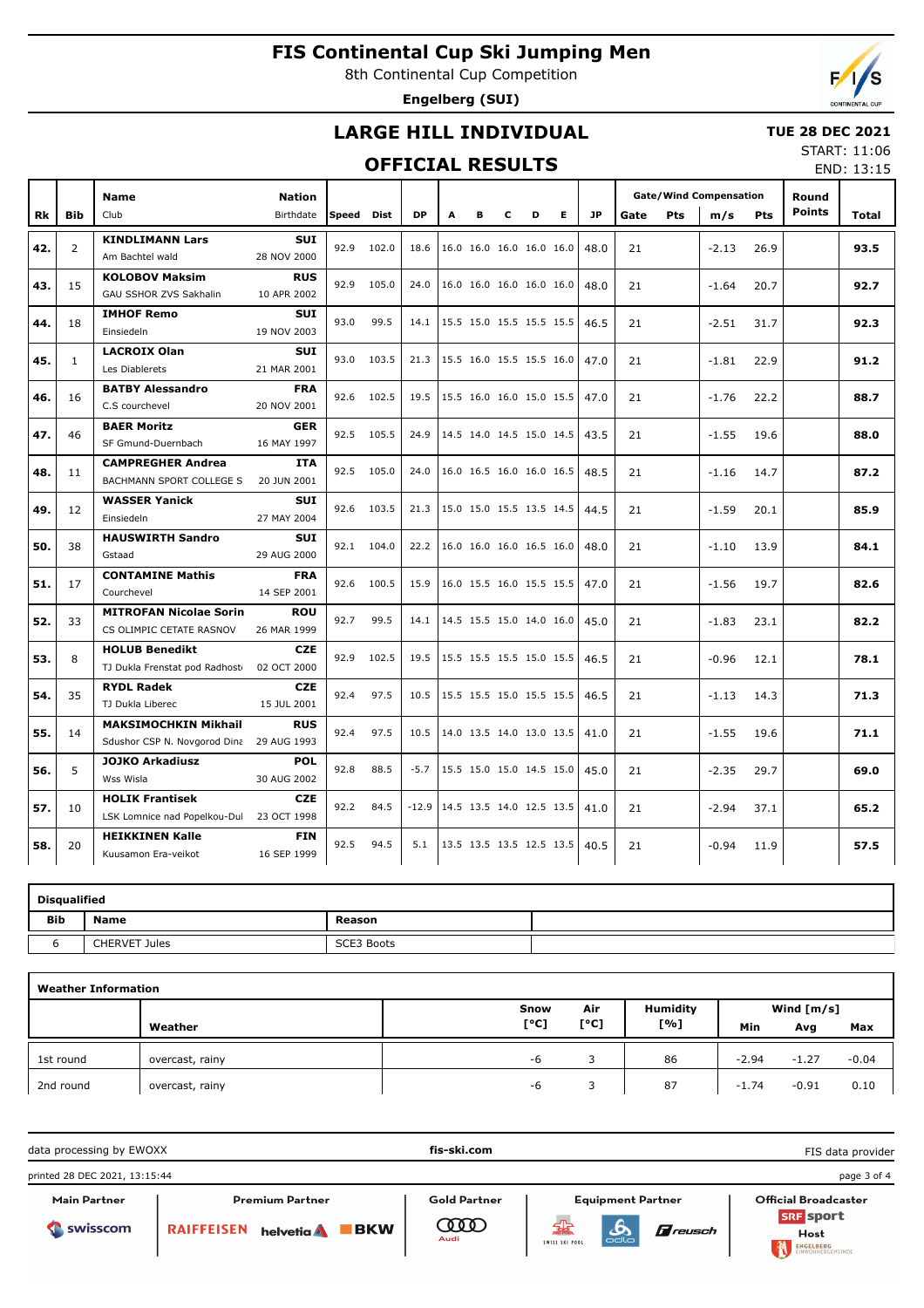# FIS Continental Cup Ski Jumping Men

8th Continental Cup Competition

**Engelberg (SUI)**

## LARGE HILL INDIVIDUAL

## OFFICIAL RESULTS

**TUE 28 DEC 2021**

START: 11:06

END: 13:15

| Rk | Bib | Name / Club | Nation / Birthdate | Speed | Dist | DP | A | B | C | D | E | JP | Gate | Pts | m/s | Pts | Round Points | Total |
|---|---|---|---|---|---|---|---|---|---|---|---|---|---|---|---|---|---|---|
| 42. | 2 | **KINDLIMANN Lars** Am Bachtel wald | **SUI** 28 NOV 2000 | 92.9 | 102.0 | 18.6 | 16.0 | 16.0 | 16.0 | 16.0 | 16.0 | 48.0 | 21 | | -2.13 | 26.9 | | **93.5** |
| 43. | 15 | **KOLOBOV Maksim** GAU SSHOR ZVS Sakhalin | **RUS** 10 APR 2002 | 92.9 | 105.0 | 24.0 | 16.0 | 16.0 | 16.0 | 16.0 | 16.0 | 48.0 | 21 | | -1.64 | 20.7 | | **92.7** |
| 44. | 18 | **IMHOF Remo** Einsiedeln | **SUI** 19 NOV 2003 | 93.0 | 99.5 | 14.1 | 15.5 | 15.0 | 15.5 | 15.5 | 15.5 | 46.5 | 21 | | -2.51 | 31.7 | | **92.3** |
| 45. | 1 | **LACROIX Olan** Les Diablerets | **SUI** 21 MAR 2001 | 93.0 | 103.5 | 21.3 | 15.5 | 16.0 | 15.5 | 15.5 | 16.0 | 47.0 | 21 | | -1.81 | 22.9 | | **91.2** |
| 46. | 16 | **BATBY Alessandro** C.S courchevel | **FRA** 20 NOV 2001 | 92.6 | 102.5 | 19.5 | 15.5 | 16.0 | 16.0 | 15.0 | 15.5 | 47.0 | 21 | | -1.76 | 22.2 | | **88.7** |
| 47. | 46 | **BAER Moritz** SF Gmund-Duernbach | **GER** 16 MAY 1997 | 92.5 | 105.5 | 24.9 | 14.5 | 14.0 | 14.5 | 15.0 | 14.5 | 43.5 | 21 | | -1.55 | 19.6 | | **88.0** |
| 48. | 11 | **CAMPREGHER Andrea** BACHMANN SPORT COLLEGE S | **ITA** 20 JUN 2001 | 92.5 | 105.0 | 24.0 | 16.0 | 16.5 | 16.0 | 16.0 | 16.5 | 48.5 | 21 | | -1.16 | 14.7 | | **87.2** |
| 49. | 12 | **WASSER Yanick** Einsiedeln | **SUI** 27 MAY 2004 | 92.6 | 103.5 | 21.3 | 15.0 | 15.0 | 15.5 | 13.5 | 14.5 | 44.5 | 21 | | -1.59 | 20.1 | | **85.9** |
| 50. | 38 | **HAUSWIRTH Sandro** Gstaad | **SUI** 29 AUG 2000 | 92.1 | 104.0 | 22.2 | 16.0 | 16.0 | 16.0 | 16.5 | 16.0 | 48.0 | 21 | | -1.10 | 13.9 | | **84.1** |
| 51. | 17 | **CONTAMINE Mathis** Courchevel | **FRA** 14 SEP 2001 | 92.6 | 100.5 | 15.9 | 16.0 | 15.5 | 16.0 | 15.5 | 15.5 | 47.0 | 21 | | -1.56 | 19.7 | | **82.6** |
| 52. | 33 | **MITROFAN Nicolae Sorin** CS OLIMPIC CETATE RASNOV | **ROU** 26 MAR 1999 | 92.7 | 99.5 | 14.1 | 14.5 | 15.5 | 15.0 | 14.0 | 16.0 | 45.0 | 21 | | -1.83 | 23.1 | | **82.2** |
| 53. | 8 | **HOLUB Benedikt** TJ Dukla Frenstat pod Radhost | **CZE** 02 OCT 2000 | 92.9 | 102.5 | 19.5 | 15.5 | 15.5 | 15.5 | 15.0 | 15.5 | 46.5 | 21 | | -0.96 | 12.1 | | **78.1** |
| 54. | 35 | **RYDL Radek** TJ Dukla Liberec | **CZE** 15 JUL 2001 | 92.4 | 97.5 | 10.5 | 15.5 | 15.5 | 15.0 | 15.5 | 15.5 | 46.5 | 21 | | -1.13 | 14.3 | | **71.3** |
| 55. | 14 | **MAKSIMOCHKIN Mikhail** Sdushor CSP N. Novgorod Dina | **RUS** 29 AUG 1993 | 92.4 | 97.5 | 10.5 | 14.0 | 13.5 | 14.0 | 13.0 | 13.5 | 41.0 | 21 | | -1.55 | 19.6 | | **71.1** |
| 56. | 5 | **JOJKO Arkadiusz** Wss Wisla | **POL** 30 AUG 2002 | 92.8 | 88.5 | -5.7 | 15.5 | 15.0 | 15.0 | 14.5 | 15.0 | 45.0 | 21 | | -2.35 | 29.7 | | **69.0** |
| 57. | 10 | **HOLIK Frantisek** LSK Lomnice nad Popelkou-Dul | **CZE** 23 OCT 1998 | 92.2 | 84.5 | -12.9 | 14.5 | 13.5 | 14.0 | 12.5 | 13.5 | 41.0 | 21 | | -2.94 | 37.1 | | **65.2** |
| 58. | 20 | **HEIKKINEN Kalle** Kuusamon Era-veikot | **FIN** 16 SEP 1999 | 92.5 | 94.5 | 5.1 | 13.5 | 13.5 | 13.5 | 12.5 | 13.5 | 40.5 | 21 | | -0.94 | 11.9 | | **57.5** |

**Disqualified**

| Bib | Name | Reason |
|---|---|---|
| 6 | CHERVET Jules | SCE3 Boots |

**Weather Information**

| | Weather | Snow [°C] | Air [°C] | Humidity [%] | Wind [m/s] Min | Avg | Max |
|---|---|---|---|---|---|---|---|
| 1st round | overcast, rainy | -6 | 3 | 86 | -2.94 | -1.27 | -0.04 |
| 2nd round | overcast, rainy | -6 | 3 | 87 | -1.74 | -0.91 | 0.10 |

data processing by EWOXX | fis-ski.com | FIS data provider

printed 28 DEC 2021, 13:15:44

Main Partner: swisscom | Premium Partner: RAIFFEISEN, helvetia, BKW | Gold Partner: Audi | Equipment Partner: Swiss Ski Pool, odlo, reusch | Official Broadcaster: SRF sport | Host: Engelberg Einwohnergemeinde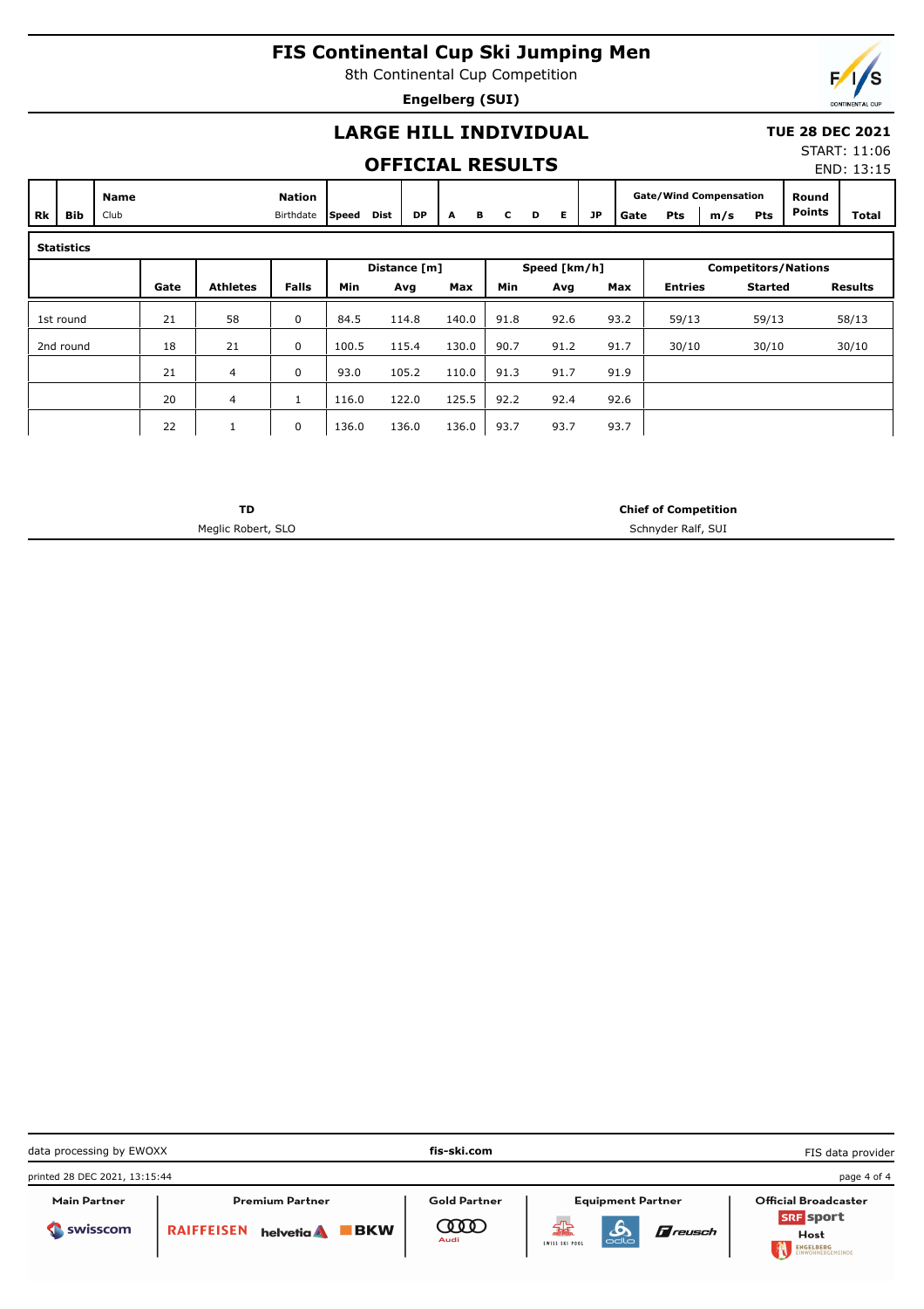# FIS Continental Cup Ski Jumping Men

8th Continental Cup Competition

**Engelberg (SUI)**

## LARGE HILL INDIVIDUAL

**TUE 28 DEC 2021**

START: 11:06

END: 13:15

## OFFICIAL RESULTS

| Rk | Bib | Name / Club | Nation / Birthdate | Speed | Dist | DP | A | B | C | D | E | JP | Gate | Pts (Gate/Wind Compensation) | m/s | Pts | Round Points | Total |
|---|---|---|---|---|---|---|---|---|---|---|---|---|---|---|---|---|---|---|

### Statistics

| | Gate | Athletes | Falls | Distance [m] Min | Avg | Max | Speed [km/h] Min | Avg | Max | Competitors/Nations Entries | Started | Results |
|---|---|---|---|---|---|---|---|---|---|---|---|---|
| 1st round | 21 | 58 | 0 | 84.5 | 114.8 | 140.0 | 91.8 | 92.6 | 93.2 | 59/13 | 59/13 | 58/13 |
| 2nd round | 18 | 21 | 0 | 100.5 | 115.4 | 130.0 | 90.7 | 91.2 | 91.7 | 30/10 | 30/10 | 30/10 |
| | 21 | 4 | 0 | 93.0 | 105.2 | 110.0 | 91.3 | 91.7 | 91.9 | | | |
| | 20 | 4 | 1 | 116.0 | 122.0 | 125.5 | 92.2 | 92.4 | 92.6 | | | |
| | 22 | 1 | 0 | 136.0 | 136.0 | 136.0 | 93.7 | 93.7 | 93.7 | | | |

| TD | Chief of Competition |
|---|---|
| Meglic Robert, SLO | Schnyder Ralf, SUI |

data processing by EWOXX — fis-ski.com — FIS data provider

printed 28 DEC 2021, 13:15:44

Main Partner: swisscom | Premium Partner: RAIFFEISEN, helvetia, BKW | Gold Partner: Audi | Equipment Partner: Swiss Ski Pool, odlo, reusch | Official Broadcaster: SRF sport | Host: Engelberg Einwohnergemeinde